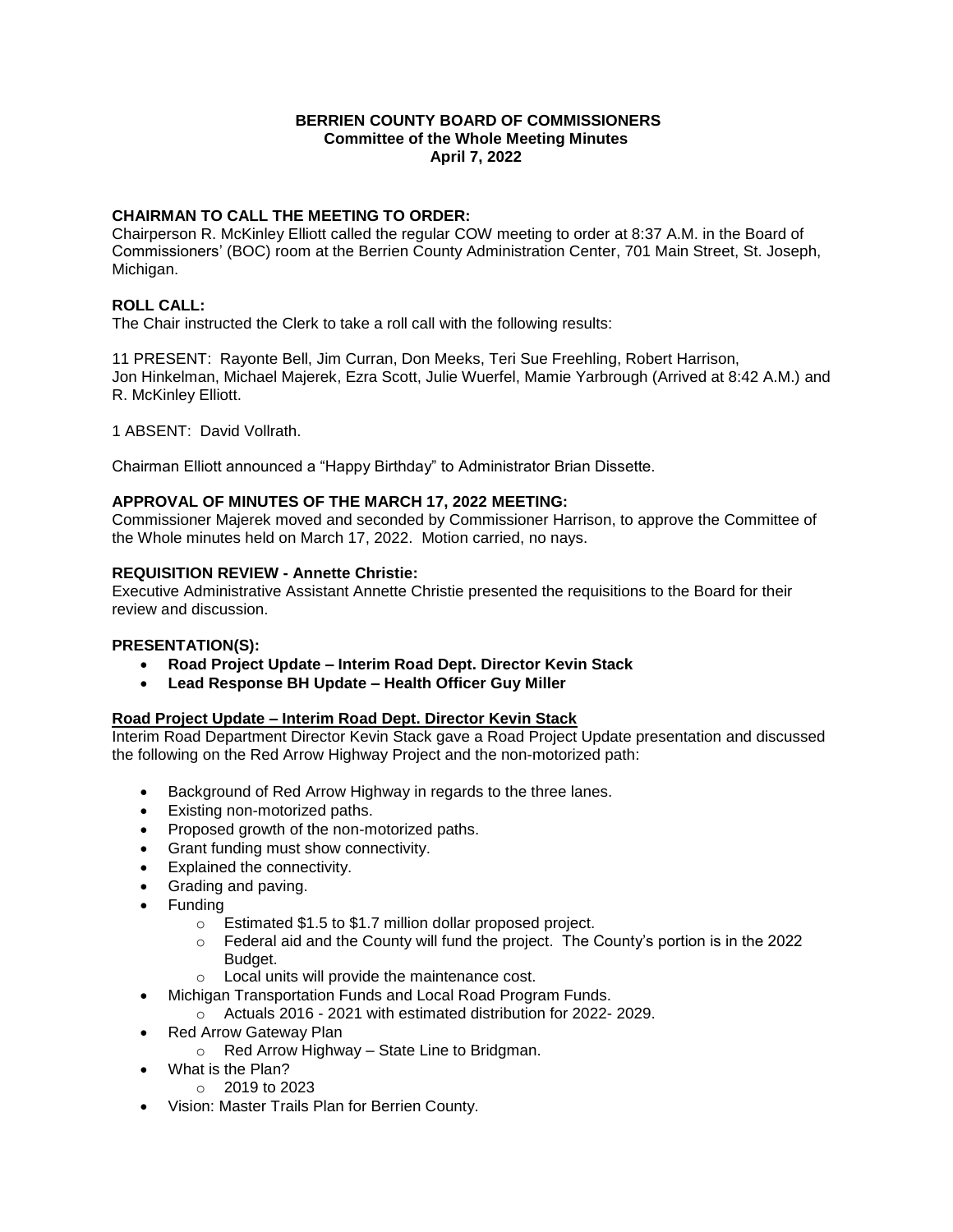# BERRIEN COUNTY BOARD OF COMMISSIONERS
## Committee of the Whole Meeting Minutes
## April 7, 2022

**CHAIRMAN TO CALL THE MEETING TO ORDER:**
Chairperson R. McKinley Elliott called the regular COW meeting to order at 8:37 A.M. in the Board of Commissioners' (BOC) room at the Berrien County Administration Center, 701 Main Street, St. Joseph, Michigan.

**ROLL CALL:**
The Chair instructed the Clerk to take a roll call with the following results:

11 PRESENT: Rayonte Bell, Jim Curran, Don Meeks, Teri Sue Freehling, Robert Harrison, Jon Hinkelman, Michael Majerek, Ezra Scott, Julie Wuerfel, Mamie Yarbrough (Arrived at 8:42 A.M.) and R. McKinley Elliott.

1 ABSENT: David Vollrath.

Chairman Elliott announced a "Happy Birthday" to Administrator Brian Dissette.

**APPROVAL OF MINUTES OF THE MARCH 17, 2022 MEETING:**
Commissioner Majerek moved and seconded by Commissioner Harrison, to approve the Committee of the Whole minutes held on March 17, 2022. Motion carried, no nays.

**REQUISITION REVIEW - Annette Christie:**
Executive Administrative Assistant Annette Christie presented the requisitions to the Board for their review and discussion.

**PRESENTATION(S):**

- **Road Project Update – Interim Road Dept. Director Kevin Stack**
- **Lead Response BH Update – Health Officer Guy Miller**

**Road Project Update – Interim Road Dept. Director Kevin Stack**
Interim Road Department Director Kevin Stack gave a Road Project Update presentation and discussed the following on the Red Arrow Highway Project and the non-motorized path:

- Background of Red Arrow Highway in regards to the three lanes.
- Existing non-motorized paths.
- Proposed growth of the non-motorized paths.
- Grant funding must show connectivity.
- Explained the connectivity.
- Grading and paving.
- Funding
  - Estimated \$1.5 to \$1.7 million dollar proposed project.
  - Federal aid and the County will fund the project. The County's portion is in the 2022 Budget.
  - Local units will provide the maintenance cost.
- Michigan Transportation Funds and Local Road Program Funds.
  - Actuals 2016 - 2021 with estimated distribution for 2022- 2029.
- Red Arrow Gateway Plan
  - Red Arrow Highway – State Line to Bridgman.
- What is the Plan?
  - 2019 to 2023
- Vision: Master Trails Plan for Berrien County.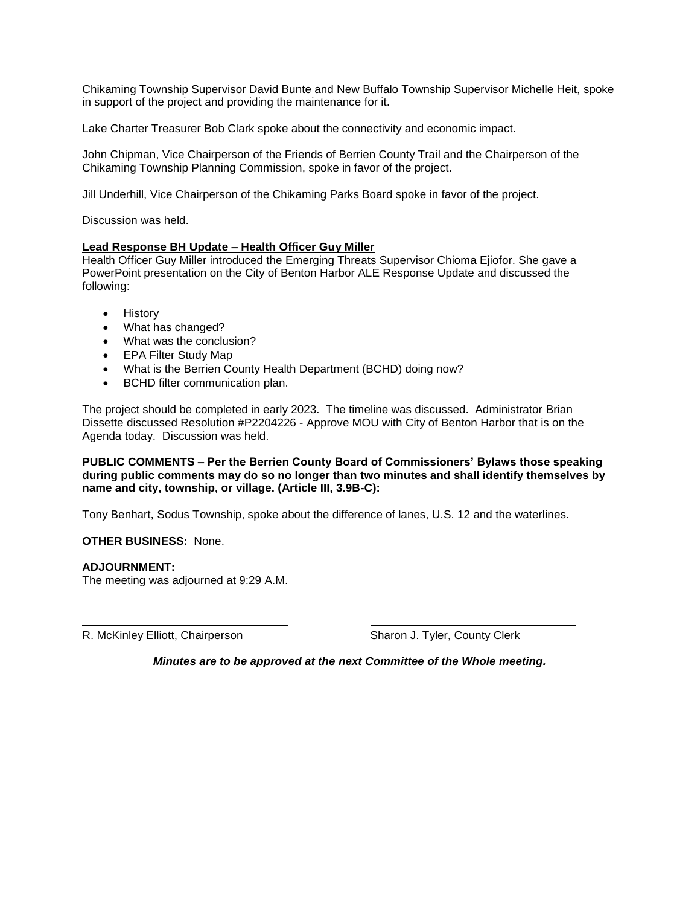Chikaming Township Supervisor David Bunte and New Buffalo Township Supervisor Michelle Heit, spoke in support of the project and providing the maintenance for it.

Lake Charter Treasurer Bob Clark spoke about the connectivity and economic impact.

John Chipman, Vice Chairperson of the Friends of Berrien County Trail and the Chairperson of the Chikaming Township Planning Commission, spoke in favor of the project.

Jill Underhill, Vice Chairperson of the Chikaming Parks Board spoke in favor of the project.

Discussion was held.

**Lead Response BH Update – Health Officer Guy Miller**

Health Officer Guy Miller introduced the Emerging Threats Supervisor Chioma Ejiofor. She gave a PowerPoint presentation on the City of Benton Harbor ALE Response Update and discussed the following:

- History
- What has changed?
- What was the conclusion?
- EPA Filter Study Map
- What is the Berrien County Health Department (BCHD) doing now?
- BCHD filter communication plan.

The project should be completed in early 2023. The timeline was discussed. Administrator Brian Dissette discussed Resolution #P2204226 - Approve MOU with City of Benton Harbor that is on the Agenda today. Discussion was held.

**PUBLIC COMMENTS – Per the Berrien County Board of Commissioners' Bylaws those speaking during public comments may do so no longer than two minutes and shall identify themselves by name and city, township, or village. (Article III, 3.9B-C):**

Tony Benhart, Sodus Township, spoke about the difference of lanes, U.S. 12 and the waterlines.

**OTHER BUSINESS:** None.

**ADJOURNMENT:**

The meeting was adjourned at 9:29 A.M.

R. McKinley Elliott, Chairperson

Sharon J. Tyler, County Clerk

***Minutes are to be approved at the next Committee of the Whole meeting.***